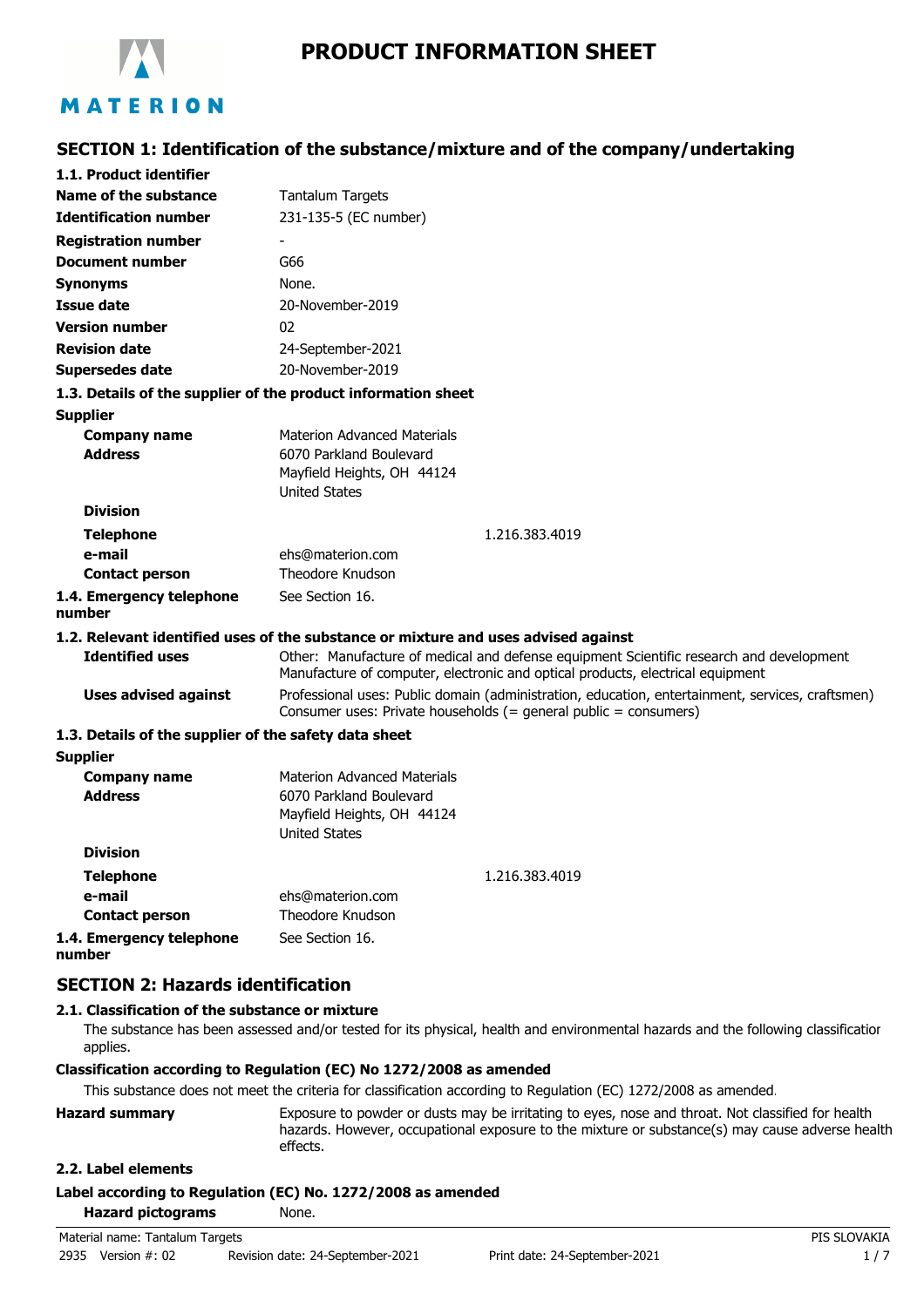# PRODUCT INFORMATION SHEET

## SECTION 1: Identification of the substance/mixture and of the company/undertaking

### 1.1. Product identifier

| | |
|---|---|
| **Name of the substance** | Tantalum Targets |
| **Identification number** | 231-135-5 (EC number) |
| **Registration number** | - |
| **Document number** | G66 |
| **Synonyms** | None. |
| **Issue date** | 20-November-2019 |
| **Version number** | 02 |
| **Revision date** | 24-September-2021 |
| **Supersedes date** | 20-November-2019 |

### 1.3. Details of the supplier of the product information sheet

**Supplier**

| | |
|---|---|
| **Company name** | Materion Advanced Materials |
| **Address** | 6070 Parkland Boulevard<br>Mayfield Heights, OH 44124<br>United States |
| **Division** | |
| **Telephone** | 1.216.383.4019 |
| **e-mail** | ehs@materion.com |
| **Contact person** | Theodore Knudson |
| **1.4. Emergency telephone number** | See Section 16. |

### 1.2. Relevant identified uses of the substance or mixture and uses advised against

| | |
|---|---|
| **Identified uses** | Other: Manufacture of medical and defense equipment Scientific research and development Manufacture of computer, electronic and optical products, electrical equipment |
| **Uses advised against** | Professional uses: Public domain (administration, education, entertainment, services, craftsmen) Consumer uses: Private households (= general public = consumers) |

### 1.3. Details of the supplier of the safety data sheet

**Supplier**

| | |
|---|---|
| **Company name** | Materion Advanced Materials |
| **Address** | 6070 Parkland Boulevard<br>Mayfield Heights, OH 44124<br>United States |
| **Division** | |
| **Telephone** | 1.216.383.4019 |
| **e-mail** | ehs@materion.com |
| **Contact person** | Theodore Knudson |
| **1.4. Emergency telephone number** | See Section 16. |

## SECTION 2: Hazards identification

### 2.1. Classification of the substance or mixture

The substance has been assessed and/or tested for its physical, health and environmental hazards and the following classification applies.

**Classification according to Regulation (EC) No 1272/2008 as amended**

This substance does not meet the criteria for classification according to Regulation (EC) 1272/2008 as amended.

**Hazard summary** Exposure to powder or dusts may be irritating to eyes, nose and throat. Not classified for health hazards. However, occupational exposure to the mixture or substance(s) may cause adverse health effects.

### 2.2. Label elements

**Label according to Regulation (EC) No. 1272/2008 as amended**

**Hazard pictograms** None.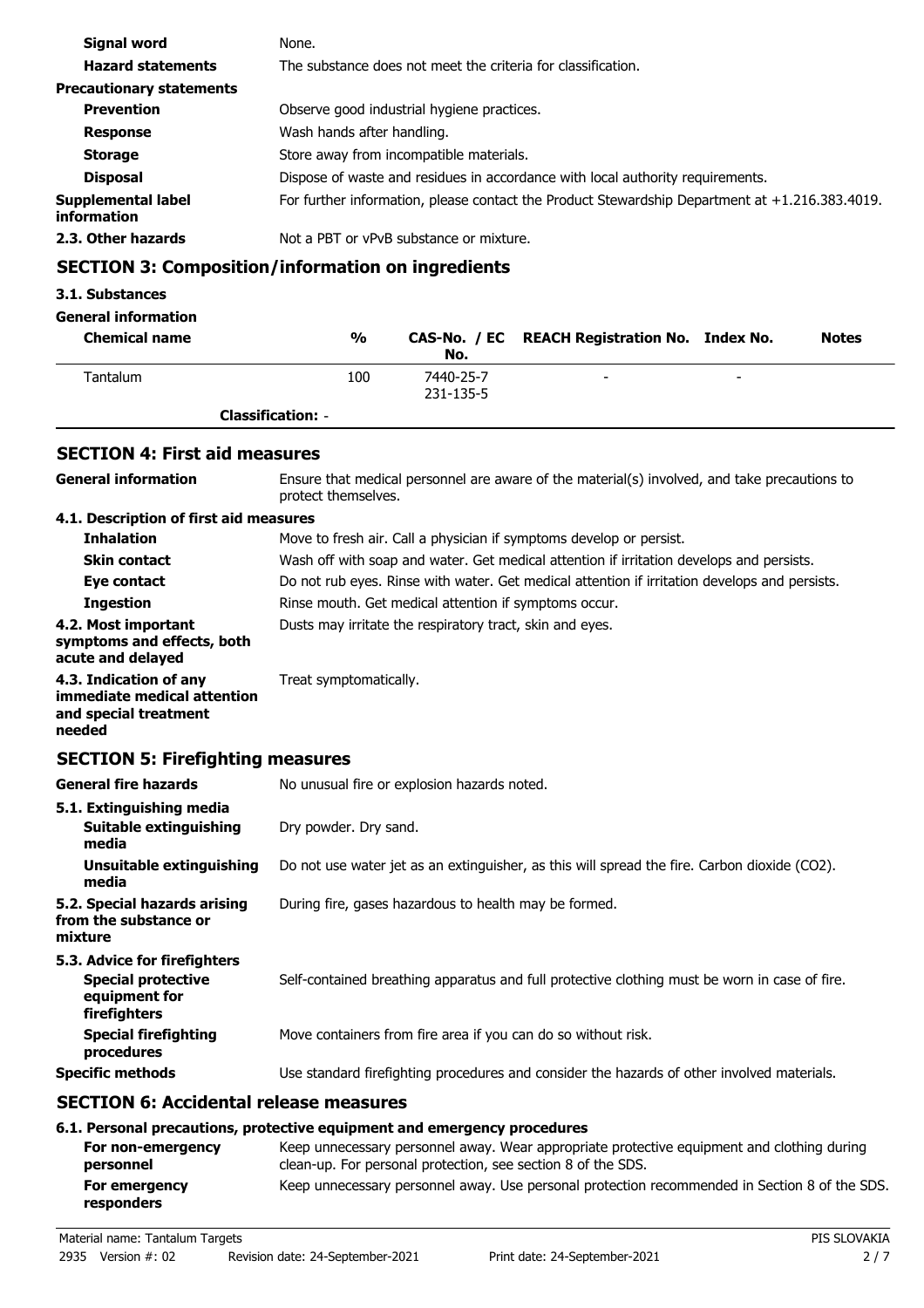| | |
|---|---|
| **Signal word** | None. |
| **Hazard statements** | The substance does not meet the criteria for classification. |
| **Precautionary statements** | |
| **Prevention** | Observe good industrial hygiene practices. |
| **Response** | Wash hands after handling. |
| **Storage** | Store away from incompatible materials. |
| **Disposal** | Dispose of waste and residues in accordance with local authority requirements. |
| **Supplemental label information** | For further information, please contact the Product Stewardship Department at +1.216.383.4019. |
| **2.3. Other hazards** | Not a PBT or vPvB substance or mixture. |

## SECTION 3: Composition/information on ingredients

**3.1. Substances**

**General information**

| Chemical name | % | CAS-No. / EC No. | REACH Registration No. | Index No. | Notes |
|---|---|---|---|---|---|
| Tantalum | 100 | 7440-25-7 231-135-5 | - | - | |
| **Classification:** - | | | | | |

## SECTION 4: First aid measures

| | |
|---|---|
| **General information** | Ensure that medical personnel are aware of the material(s) involved, and take precautions to protect themselves. |
| **4.1. Description of first aid measures** | |
| **Inhalation** | Move to fresh air. Call a physician if symptoms develop or persist. |
| **Skin contact** | Wash off with soap and water. Get medical attention if irritation develops and persists. |
| **Eye contact** | Do not rub eyes. Rinse with water. Get medical attention if irritation develops and persists. |
| **Ingestion** | Rinse mouth. Get medical attention if symptoms occur. |
| **4.2. Most important symptoms and effects, both acute and delayed** | Dusts may irritate the respiratory tract, skin and eyes. |
| **4.3. Indication of any immediate medical attention and special treatment needed** | Treat symptomatically. |

## SECTION 5: Firefighting measures

| | |
|---|---|
| **General fire hazards** | No unusual fire or explosion hazards noted. |
| **5.1. Extinguishing media** | |
| **Suitable extinguishing media** | Dry powder. Dry sand. |
| **Unsuitable extinguishing media** | Do not use water jet as an extinguisher, as this will spread the fire. Carbon dioxide ($CO_2$). |
| **5.2. Special hazards arising from the substance or mixture** | During fire, gases hazardous to health may be formed. |
| **5.3. Advice for firefighters** | |
| **Special protective equipment for firefighters** | Self-contained breathing apparatus and full protective clothing must be worn in case of fire. |
| **Special firefighting procedures** | Move containers from fire area if you can do so without risk. |
| **Specific methods** | Use standard firefighting procedures and consider the hazards of other involved materials. |

## SECTION 6: Accidental release measures

**6.1. Personal precautions, protective equipment and emergency procedures**

| | |
|---|---|
| **For non-emergency personnel** | Keep unnecessary personnel away. Wear appropriate protective equipment and clothing during clean-up. For personal protection, see section 8 of the SDS. |
| **For emergency responders** | Keep unnecessary personnel away. Use personal protection recommended in Section 8 of the SDS. |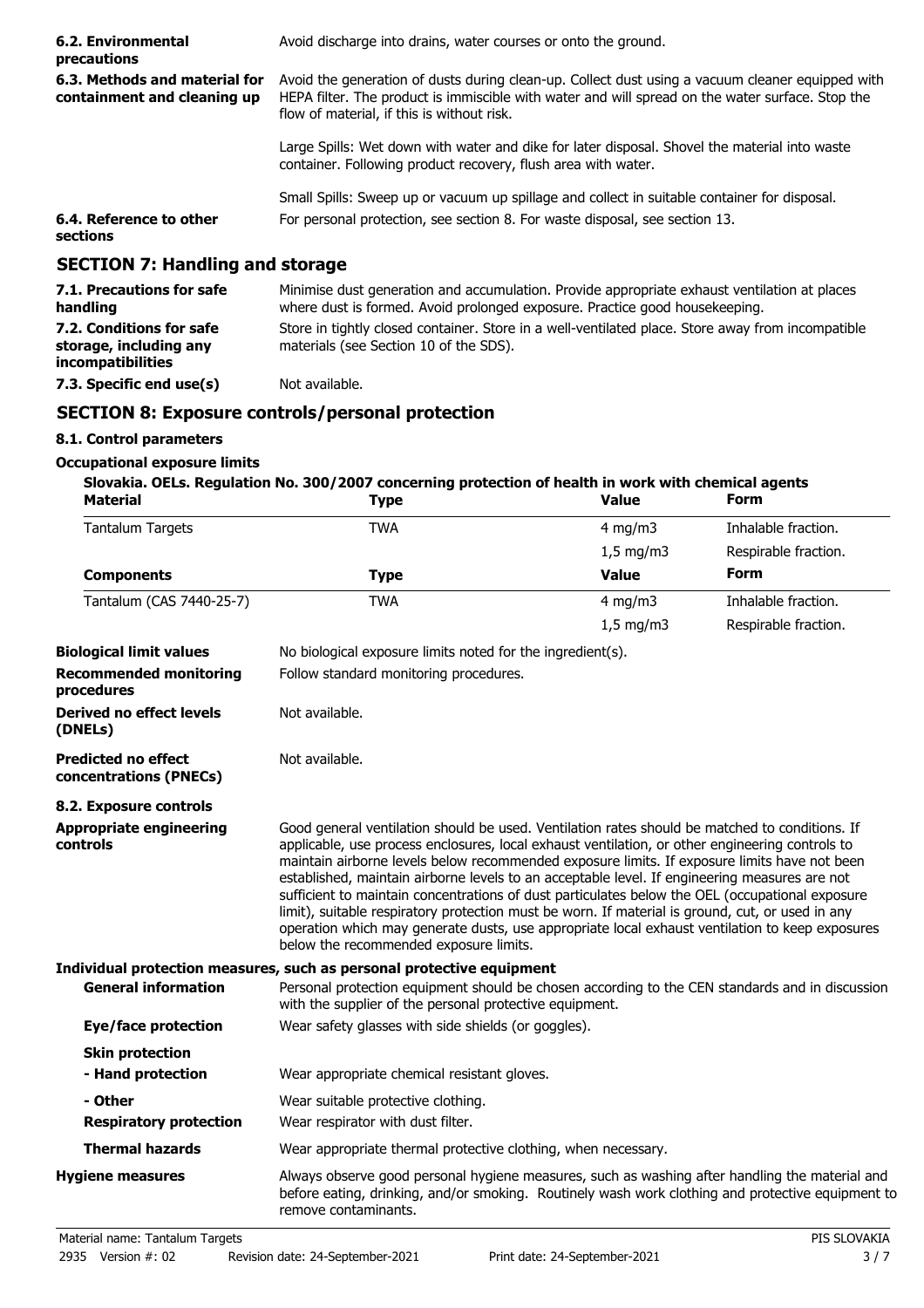**6.2. Environmental precautions**

Avoid discharge into drains, water courses or onto the ground.

**6.3. Methods and material for containment and cleaning up**

Avoid the generation of dusts during clean-up. Collect dust using a vacuum cleaner equipped with HEPA filter. The product is immiscible with water and will spread on the water surface. Stop the flow of material, if this is without risk.

Large Spills: Wet down with water and dike for later disposal. Shovel the material into waste container. Following product recovery, flush area with water.

Small Spills: Sweep up or vacuum up spillage and collect in suitable container for disposal.

**6.4. Reference to other sections**

For personal protection, see section 8. For waste disposal, see section 13.

## SECTION 7: Handling and storage

**7.1. Precautions for safe handling**

Minimise dust generation and accumulation. Provide appropriate exhaust ventilation at places where dust is formed. Avoid prolonged exposure. Practice good housekeeping.

**7.2. Conditions for safe storage, including any incompatibilities**

Store in tightly closed container. Store in a well-ventilated place. Store away from incompatible materials (see Section 10 of the SDS).

**7.3. Specific end use(s)**

Not available.

## SECTION 8: Exposure controls/personal protection

### 8.1. Control parameters

**Occupational exposure limits**

**Slovakia. OELs. Regulation No. 300/2007 concerning protection of health in work with chemical agents**

| Material | Type | Value | Form |
|---|---|---|---|
| Tantalum Targets | TWA | 4 mg/m3 | Inhalable fraction. |
| | | 1,5 mg/m3 | Respirable fraction. |
| **Components** | **Type** | **Value** | **Form** |
| Tantalum (CAS 7440-25-7) | TWA | 4 mg/m3 | Inhalable fraction. |
| | | 1,5 mg/m3 | Respirable fraction. |

**Biological limit values**

No biological exposure limits noted for the ingredient(s).

**Recommended monitoring procedures**

Follow standard monitoring procedures.

**Derived no effect levels (DNELs)**

Not available.

**Predicted no effect concentrations (PNECs)**

Not available.

### 8.2. Exposure controls

**Appropriate engineering controls**

Good general ventilation should be used. Ventilation rates should be matched to conditions. If applicable, use process enclosures, local exhaust ventilation, or other engineering controls to maintain airborne levels below recommended exposure limits. If exposure limits have not been established, maintain airborne levels to an acceptable level. If engineering measures are not sufficient to maintain concentrations of dust particulates below the OEL (occupational exposure limit), suitable respiratory protection must be worn. If material is ground, cut, or used in any operation which may generate dusts, use appropriate local exhaust ventilation to keep exposures below the recommended exposure limits.

**Individual protection measures, such as personal protective equipment**

**General information**

Personal protection equipment should be chosen according to the CEN standards and in discussion with the supplier of the personal protective equipment.

**Eye/face protection**

Wear safety glasses with side shields (or goggles).

**Skin protection**

**- Hand protection**

Wear appropriate chemical resistant gloves.

**- Other**

Wear suitable protective clothing.

**Respiratory protection**

Wear respirator with dust filter.

**Thermal hazards**

Wear appropriate thermal protective clothing, when necessary.

**Hygiene measures**

Always observe good personal hygiene measures, such as washing after handling the material and before eating, drinking, and/or smoking. Routinely wash work clothing and protective equipment to remove contaminants.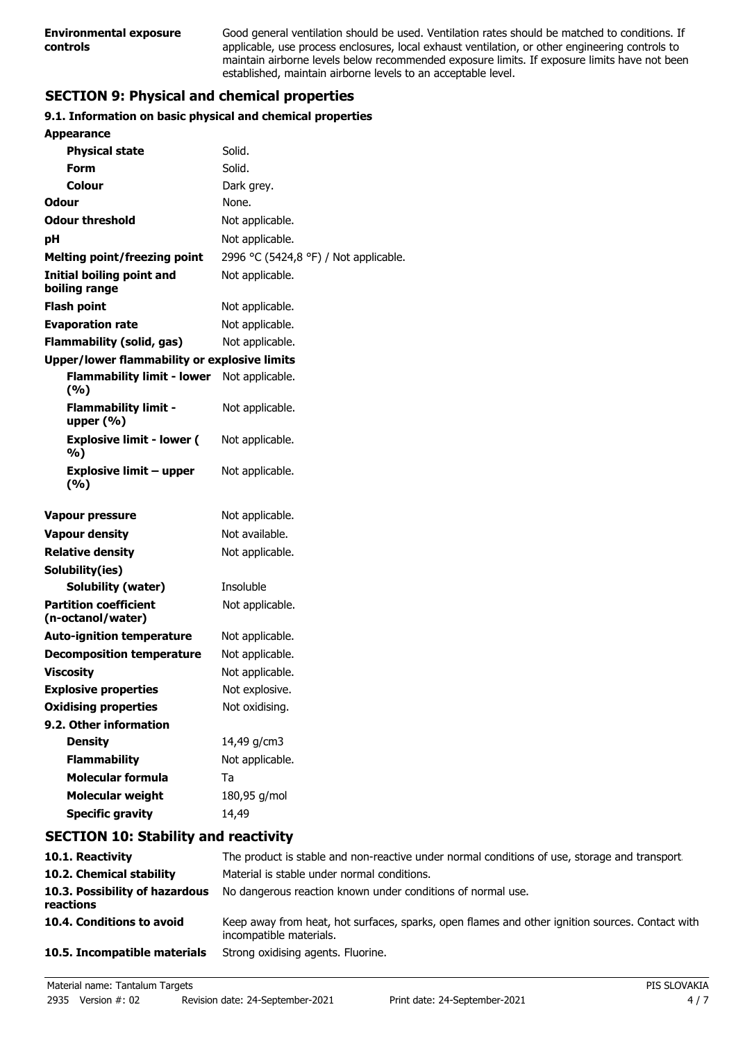| | |
|---|---|
| **Environmental exposure controls** | Good general ventilation should be used. Ventilation rates should be matched to conditions. If applicable, use process enclosures, local exhaust ventilation, or other engineering controls to maintain airborne levels below recommended exposure limits. If exposure limits have not been established, maintain airborne levels to an acceptable level. |

## SECTION 9: Physical and chemical properties

### 9.1. Information on basic physical and chemical properties

| | |
|---|---|
| **Appearance** | |
| **Physical state** | Solid. |
| **Form** | Solid. |
| **Colour** | Dark grey. |
| **Odour** | None. |
| **Odour threshold** | Not applicable. |
| **pH** | Not applicable. |
| **Melting point/freezing point** | 2996 °C (5424,8 °F) / Not applicable. |
| **Initial boiling point and boiling range** | Not applicable. |
| **Flash point** | Not applicable. |
| **Evaporation rate** | Not applicable. |
| **Flammability (solid, gas)** | Not applicable. |
| **Upper/lower flammability or explosive limits** | |
| **Flammability limit - lower (%)** | Not applicable. |
| **Flammability limit - upper (%)** | Not applicable. |
| **Explosive limit - lower (%)** | Not applicable. |
| **Explosive limit – upper (%)** | Not applicable. |
| **Vapour pressure** | Not applicable. |
| **Vapour density** | Not available. |
| **Relative density** | Not applicable. |
| **Solubility(ies)** | |
| **Solubility (water)** | Insoluble |
| **Partition coefficient (n-octanol/water)** | Not applicable. |
| **Auto-ignition temperature** | Not applicable. |
| **Decomposition temperature** | Not applicable. |
| **Viscosity** | Not applicable. |
| **Explosive properties** | Not explosive. |
| **Oxidising properties** | Not oxidising. |
| **9.2. Other information** | |
| **Density** | 14,49 g/cm3 |
| **Flammability** | Not applicable. |
| **Molecular formula** | Ta |
| **Molecular weight** | 180,95 g/mol |
| **Specific gravity** | 14,49 |

## SECTION 10: Stability and reactivity

| | |
|---|---|
| **10.1. Reactivity** | The product is stable and non-reactive under normal conditions of use, storage and transport. |
| **10.2. Chemical stability** | Material is stable under normal conditions. |
| **10.3. Possibility of hazardous reactions** | No dangerous reaction known under conditions of normal use. |
| **10.4. Conditions to avoid** | Keep away from heat, hot surfaces, sparks, open flames and other ignition sources. Contact with incompatible materials. |
| **10.5. Incompatible materials** | Strong oxidising agents. Fluorine. |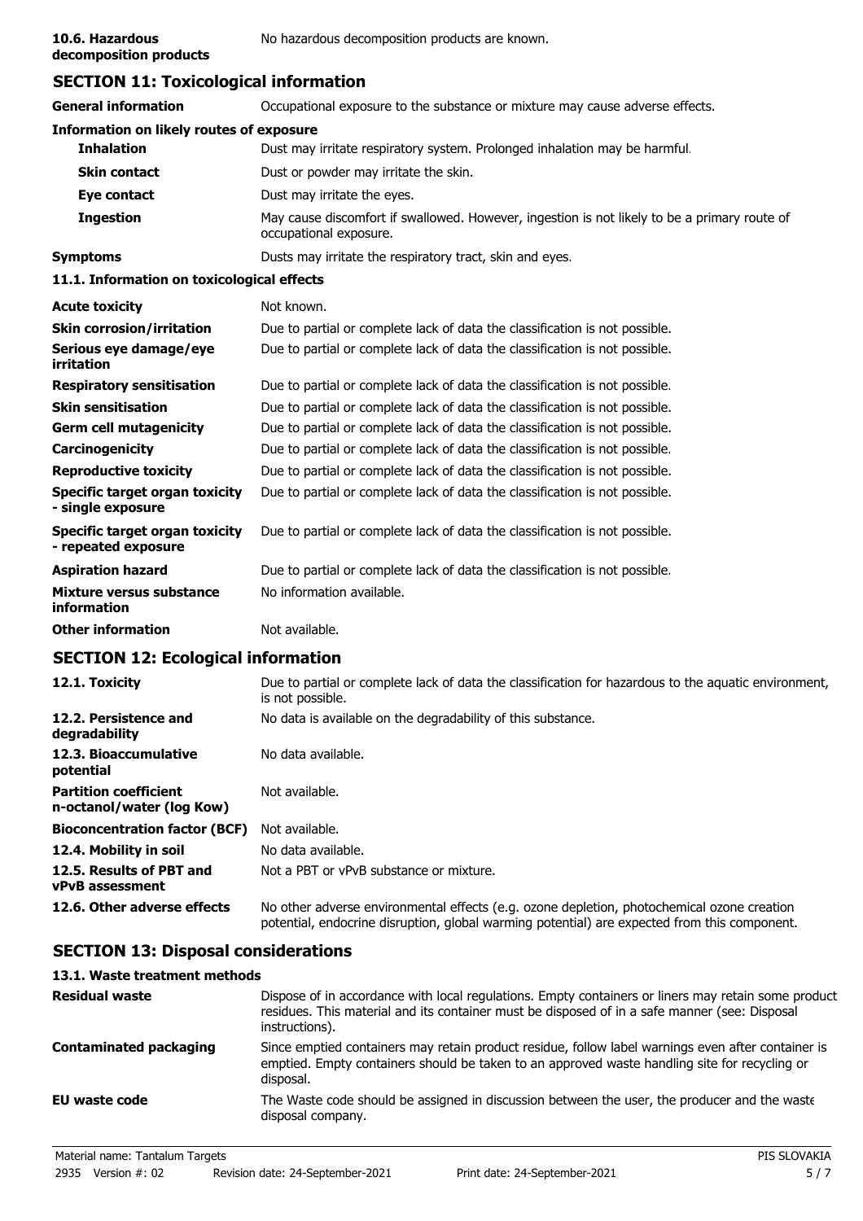| | |
|---|---|
| **10.6. Hazardous decomposition products** | No hazardous decomposition products are known. |

## SECTION 11: Toxicological information

| | |
|---|---|
| **General information** | Occupational exposure to the substance or mixture may cause adverse effects. |

**Information on likely routes of exposure**

| | |
|---|---|
| **Inhalation** | Dust may irritate respiratory system. Prolonged inhalation may be harmful. |
| **Skin contact** | Dust or powder may irritate the skin. |
| **Eye contact** | Dust may irritate the eyes. |
| **Ingestion** | May cause discomfort if swallowed. However, ingestion is not likely to be a primary route of occupational exposure. |
| **Symptoms** | Dusts may irritate the respiratory tract, skin and eyes. |

**11.1. Information on toxicological effects**

| | |
|---|---|
| **Acute toxicity** | Not known. |
| **Skin corrosion/irritation** | Due to partial or complete lack of data the classification is not possible. |
| **Serious eye damage/eye irritation** | Due to partial or complete lack of data the classification is not possible. |
| **Respiratory sensitisation** | Due to partial or complete lack of data the classification is not possible. |
| **Skin sensitisation** | Due to partial or complete lack of data the classification is not possible. |
| **Germ cell mutagenicity** | Due to partial or complete lack of data the classification is not possible. |
| **Carcinogenicity** | Due to partial or complete lack of data the classification is not possible. |
| **Reproductive toxicity** | Due to partial or complete lack of data the classification is not possible. |
| **Specific target organ toxicity - single exposure** | Due to partial or complete lack of data the classification is not possible. |
| **Specific target organ toxicity - repeated exposure** | Due to partial or complete lack of data the classification is not possible. |
| **Aspiration hazard** | Due to partial or complete lack of data the classification is not possible. |
| **Mixture versus substance information** | No information available. |
| **Other information** | Not available. |

## SECTION 12: Ecological information

| | |
|---|---|
| **12.1. Toxicity** | Due to partial or complete lack of data the classification for hazardous to the aquatic environment, is not possible. |
| **12.2. Persistence and degradability** | No data is available on the degradability of this substance. |
| **12.3. Bioaccumulative potential** | No data available. |
| **Partition coefficient n-octanol/water (log Kow)** | Not available. |
| **Bioconcentration factor (BCF)** | Not available. |
| **12.4. Mobility in soil** | No data available. |
| **12.5. Results of PBT and vPvB assessment** | Not a PBT or vPvB substance or mixture. |
| **12.6. Other adverse effects** | No other adverse environmental effects (e.g. ozone depletion, photochemical ozone creation potential, endocrine disruption, global warming potential) are expected from this component. |

## SECTION 13: Disposal considerations

**13.1. Waste treatment methods**

| | |
|---|---|
| **Residual waste** | Dispose of in accordance with local regulations. Empty containers or liners may retain some product residues. This material and its container must be disposed of in a safe manner (see: Disposal instructions). |
| **Contaminated packaging** | Since emptied containers may retain product residue, follow label warnings even after container is emptied. Empty containers should be taken to an approved waste handling site for recycling or disposal. |
| **EU waste code** | The Waste code should be assigned in discussion between the user, the producer and the waste disposal company. |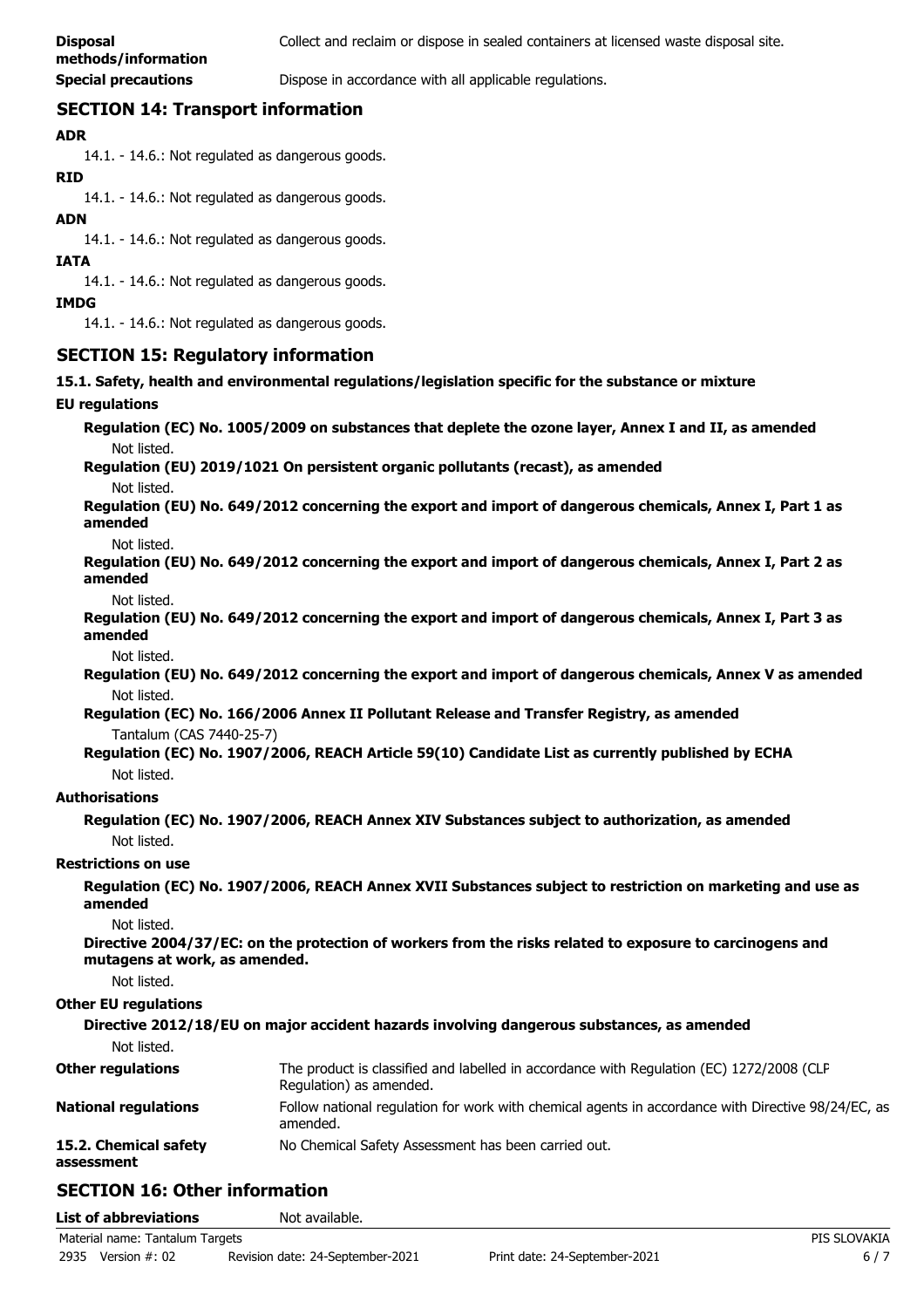**Disposal methods/information** Collect and reclaim or dispose in sealed containers at licensed waste disposal site.

**Special precautions** Dispose in accordance with all applicable regulations.

## SECTION 14: Transport information

**ADR**

14.1. - 14.6.: Not regulated as dangerous goods.

**RID**

14.1. - 14.6.: Not regulated as dangerous goods.

**ADN**

14.1. - 14.6.: Not regulated as dangerous goods.

**IATA**

14.1. - 14.6.: Not regulated as dangerous goods.

**IMDG**

14.1. - 14.6.: Not regulated as dangerous goods.

## SECTION 15: Regulatory information

**15.1. Safety, health and environmental regulations/legislation specific for the substance or mixture**

**EU regulations**

**Regulation (EC) No. 1005/2009 on substances that deplete the ozone layer, Annex I and II, as amended**

Not listed.

**Regulation (EU) 2019/1021 On persistent organic pollutants (recast), as amended**

Not listed.

**Regulation (EU) No. 649/2012 concerning the export and import of dangerous chemicals, Annex I, Part 1 as amended**

Not listed.

**Regulation (EU) No. 649/2012 concerning the export and import of dangerous chemicals, Annex I, Part 2 as amended**

Not listed.

**Regulation (EU) No. 649/2012 concerning the export and import of dangerous chemicals, Annex I, Part 3 as amended**

Not listed.

**Regulation (EU) No. 649/2012 concerning the export and import of dangerous chemicals, Annex V as amended**

Not listed.

**Regulation (EC) No. 166/2006 Annex II Pollutant Release and Transfer Registry, as amended**

Tantalum (CAS 7440-25-7)

**Regulation (EC) No. 1907/2006, REACH Article 59(10) Candidate List as currently published by ECHA**

Not listed.

**Authorisations**

**Regulation (EC) No. 1907/2006, REACH Annex XIV Substances subject to authorization, as amended**

Not listed.

**Restrictions on use**

**Regulation (EC) No. 1907/2006, REACH Annex XVII Substances subject to restriction on marketing and use as amended**

Not listed.

**Directive 2004/37/EC: on the protection of workers from the risks related to exposure to carcinogens and mutagens at work, as amended.**

Not listed.

**Other EU regulations**

**Directive 2012/18/EU on major accident hazards involving dangerous substances, as amended**

Not listed.

**Other regulations** The product is classified and labelled in accordance with Regulation (EC) 1272/2008 (CLP Regulation) as amended.

**National regulations** Follow national regulation for work with chemical agents in accordance with Directive 98/24/EC, as amended.

**15.2. Chemical safety assessment** No Chemical Safety Assessment has been carried out.

## SECTION 16: Other information

**List of abbreviations** Not available.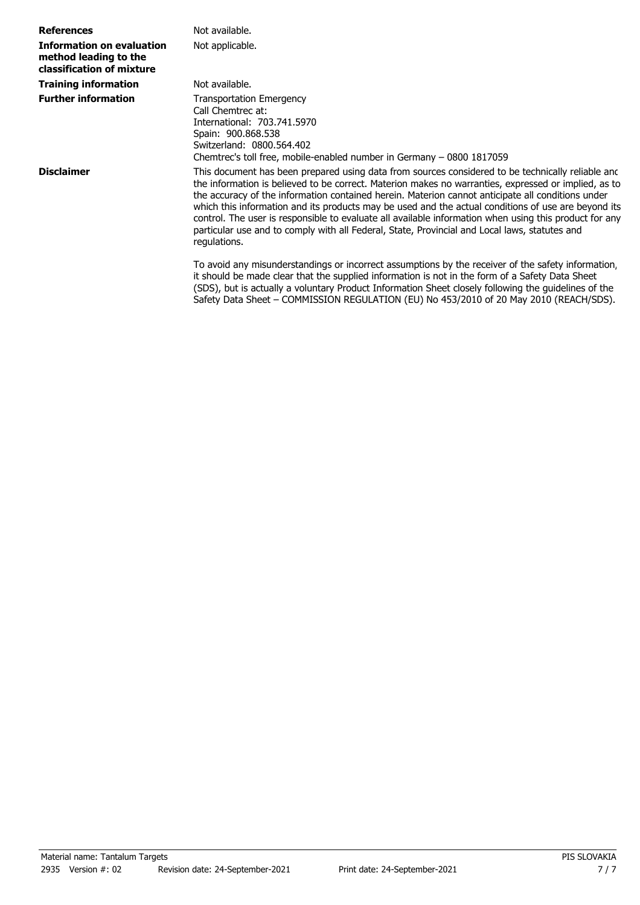**References** Not available.

**Information on evaluation method leading to the classification of mixture** Not applicable.

**Training information** Not available.

**Further information**

Transportation Emergency
Call Chemtrec at:
International: 703.741.5970
Spain: 900.868.538
Switzerland: 0800.564.402
Chemtrec's toll free, mobile-enabled number in Germany – 0800 1817059

**Disclaimer**

This document has been prepared using data from sources considered to be technically reliable and the information is believed to be correct. Materion makes no warranties, expressed or implied, as to the accuracy of the information contained herein. Materion cannot anticipate all conditions under which this information and its products may be used and the actual conditions of use are beyond its control. The user is responsible to evaluate all available information when using this product for any particular use and to comply with all Federal, State, Provincial and Local laws, statutes and regulations.

To avoid any misunderstandings or incorrect assumptions by the receiver of the safety information, it should be made clear that the supplied information is not in the form of a Safety Data Sheet (SDS), but is actually a voluntary Product Information Sheet closely following the guidelines of the Safety Data Sheet – COMMISSION REGULATION (EU) No 453/2010 of 20 May 2010 (REACH/SDS).